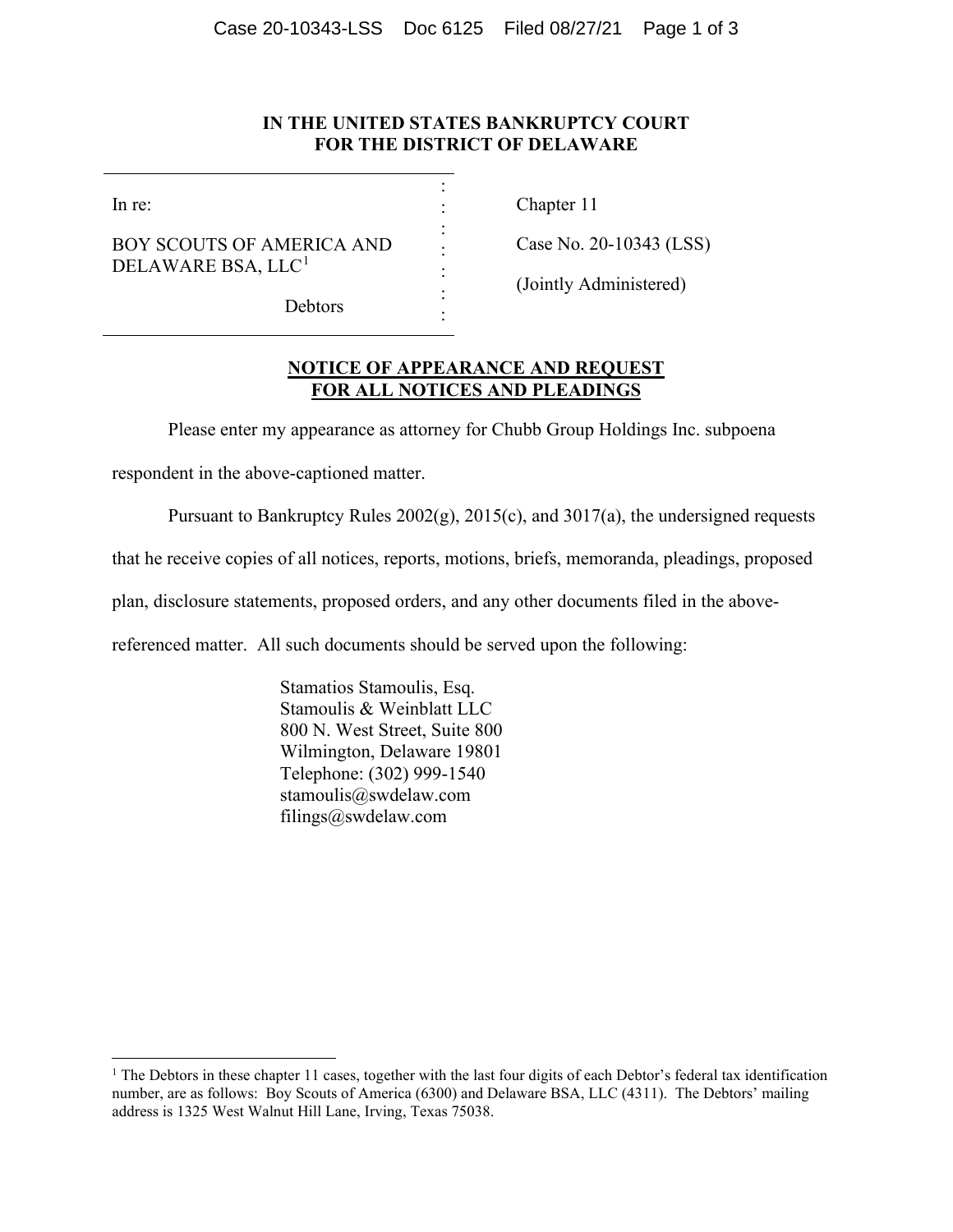**IN THE UNITED STATES BANKRUPTCY COURT**
**FOR THE DISTRICT OF DELAWARE**

| | |
|---|---|
| In re:<br><br>BOY SCOUTS OF AMERICA AND DELAWARE BSA, LLC[1]<br><br>Debtors | Chapter 11<br><br>Case No. 20-10343 (LSS)<br><br>(Jointly Administered) |

**NOTICE OF APPEARANCE AND REQUEST FOR ALL NOTICES AND PLEADINGS**

Please enter my appearance as attorney for Chubb Group Holdings Inc. subpoena respondent in the above-captioned matter.

Pursuant to Bankruptcy Rules 2002(g), 2015(c), and 3017(a), the undersigned requests that he receive copies of all notices, reports, motions, briefs, memoranda, pleadings, proposed plan, disclosure statements, proposed orders, and any other documents filed in the above-referenced matter. All such documents should be served upon the following:

Stamatios Stamoulis, Esq.
Stamoulis & Weinblatt LLC
800 N. West Street, Suite 800
Wilmington, Delaware 19801
Telephone: (302) 999-1540
stamoulis@swdelaw.com
filings@swdelaw.com

---

[1] The Debtors in these chapter 11 cases, together with the last four digits of each Debtor's federal tax identification number, are as follows: Boy Scouts of America (6300) and Delaware BSA, LLC (4311). The Debtors' mailing address is 1325 West Walnut Hill Lane, Irving, Texas 75038.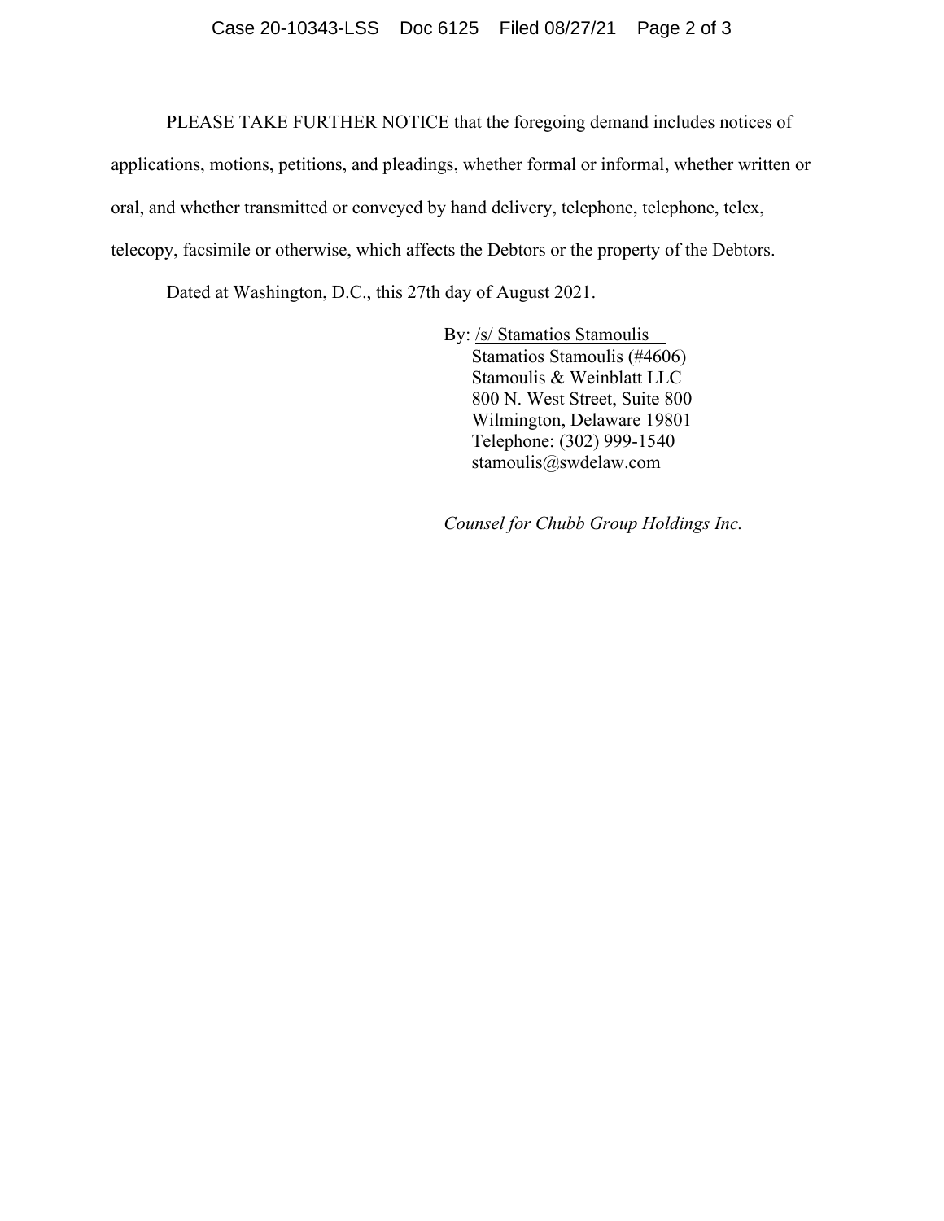PLEASE TAKE FURTHER NOTICE that the foregoing demand includes notices of applications, motions, petitions, and pleadings, whether formal or informal, whether written or oral, and whether transmitted or conveyed by hand delivery, telephone, telephone, telex, telecopy, facsimile or otherwise, which affects the Debtors or the property of the Debtors.

Dated at Washington, D.C., this 27th day of August 2021.

By: /s/ Stamatios Stamoulis
Stamatios Stamoulis (#4606)
Stamoulis & Weinblatt LLC
800 N. West Street, Suite 800
Wilmington, Delaware 19801
Telephone: (302) 999-1540
stamoulis@swdelaw.com

*Counsel for Chubb Group Holdings Inc.*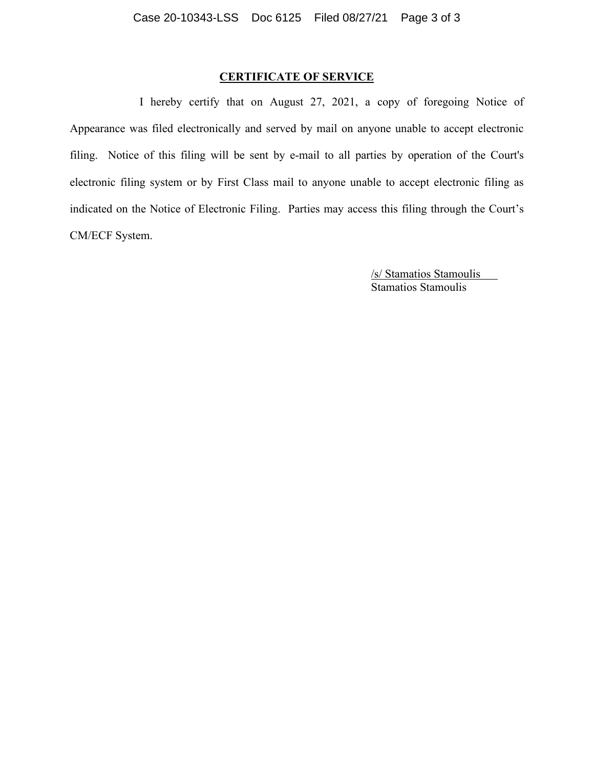## CERTIFICATE OF SERVICE

I hereby certify that on August 27, 2021, a copy of foregoing Notice of Appearance was filed electronically and served by mail on anyone unable to accept electronic filing. Notice of this filing will be sent by e-mail to all parties by operation of the Court's electronic filing system or by First Class mail to anyone unable to accept electronic filing as indicated on the Notice of Electronic Filing. Parties may access this filing through the Court's CM/ECF System.

/s/ Stamatios Stamoulis
Stamatios Stamoulis